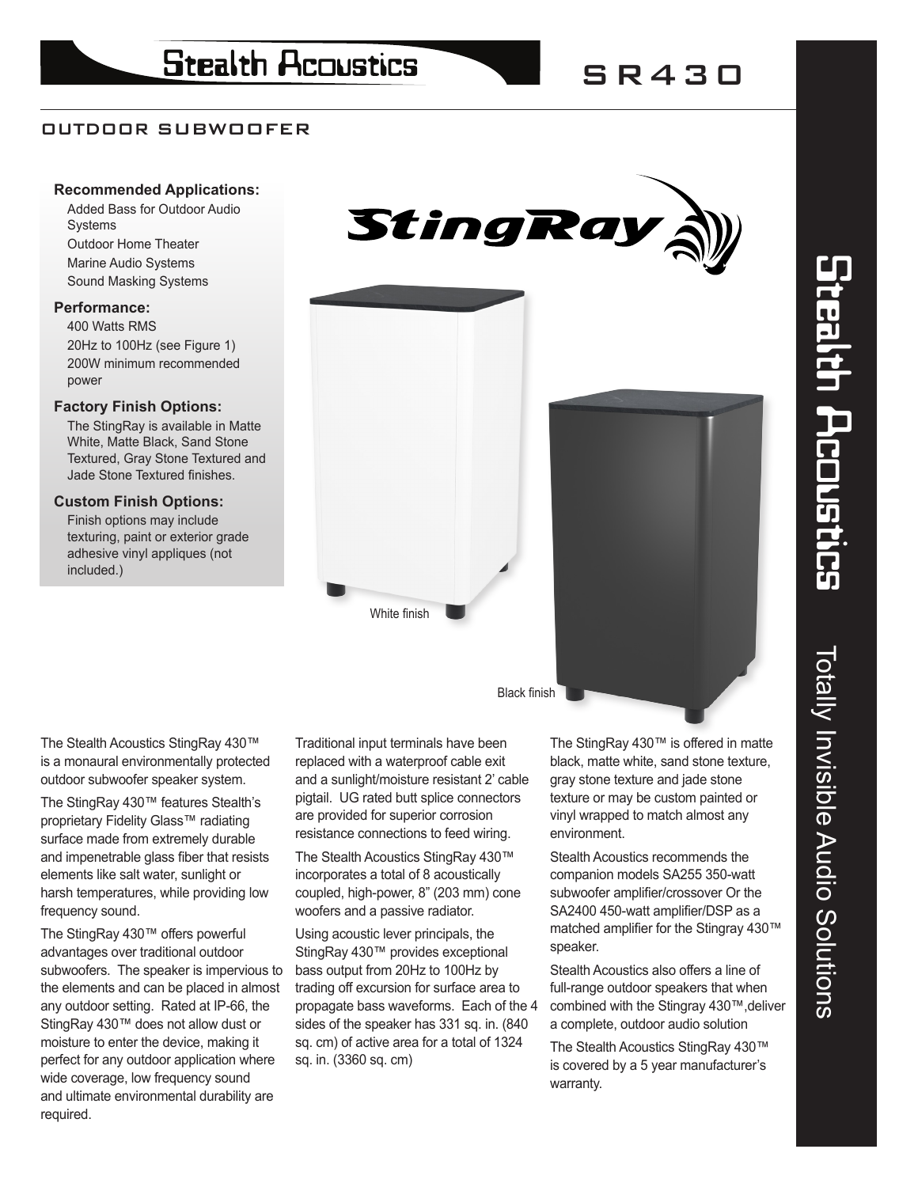# Stealth Acoustics

# SR430

## OUTDOOR SUBWOOFER

**Recommended Applications:**

- Added Bass for Outdoor Audio Systems
- Outdoor Home Theater
- Marine Audio Systems
- Sound Masking Systems

**Performance:**

- 400 Watts RMS
- 20Hz to 100Hz (see Figure 1)
- 200W minimum recommended power

**Factory Finish Options:**

The StingRay is available in Matte White, Matte Black, Sand Stone Textured, Gray Stone Textured and Jade Stone Textured finishes.

**Custom Finish Options:**

Finish options may include texturing, paint or exterior grade adhesive vinyl appliques (not included.)

StingRay

White finish

Black finish

The Stealth Acoustics StingRay 430™ is a monaural environmentally protected outdoor subwoofer speaker system.

The StingRay 430™ features Stealth's proprietary Fidelity Glass™ radiating surface made from extremely durable and impenetrable glass fiber that resists elements like salt water, sunlight or harsh temperatures, while providing low frequency sound.

The StingRay 430™ offers powerful advantages over traditional outdoor subwoofers. The speaker is impervious to the elements and can be placed in almost any outdoor setting. Rated at IP-66, the StingRay 430™ does not allow dust or moisture to enter the device, making it perfect for any outdoor application where wide coverage, low frequency sound and ultimate environmental durability are required.

Traditional input terminals have been replaced with a waterproof cable exit and a sunlight/moisture resistant 2' cable pigtail. UG rated butt splice connectors are provided for superior corrosion resistance connections to feed wiring.

The Stealth Acoustics StingRay 430™ incorporates a total of 8 acoustically coupled, high-power, 8" (203 mm) cone woofers and a passive radiator.

Using acoustic lever principals, the StingRay 430™ provides exceptional bass output from 20Hz to 100Hz by trading off excursion for surface area to propagate bass waveforms. Each of the 4 sides of the speaker has 331 sq. in. (840 sq. cm) of active area for a total of 1324 sq. in. (3360 sq. cm)

The StingRay 430™ is offered in matte black, matte white, sand stone texture, gray stone texture and jade stone texture or may be custom painted or vinyl wrapped to match almost any environment.

Stealth Acoustics recommends the companion models SA255 350-watt subwoofer amplifier/crossover Or the SA2400 450-watt amplifier/DSP as a matched amplifier for the Stingray 430™ speaker.

Stealth Acoustics also offers a line of full-range outdoor speakers that when combined with the Stingray 430™,deliver a complete, outdoor audio solution

The Stealth Acoustics StingRay 430™ is covered by a 5 year manufacturer's warranty.

Stealth Acoustics — Totally Invisible Audio Solutions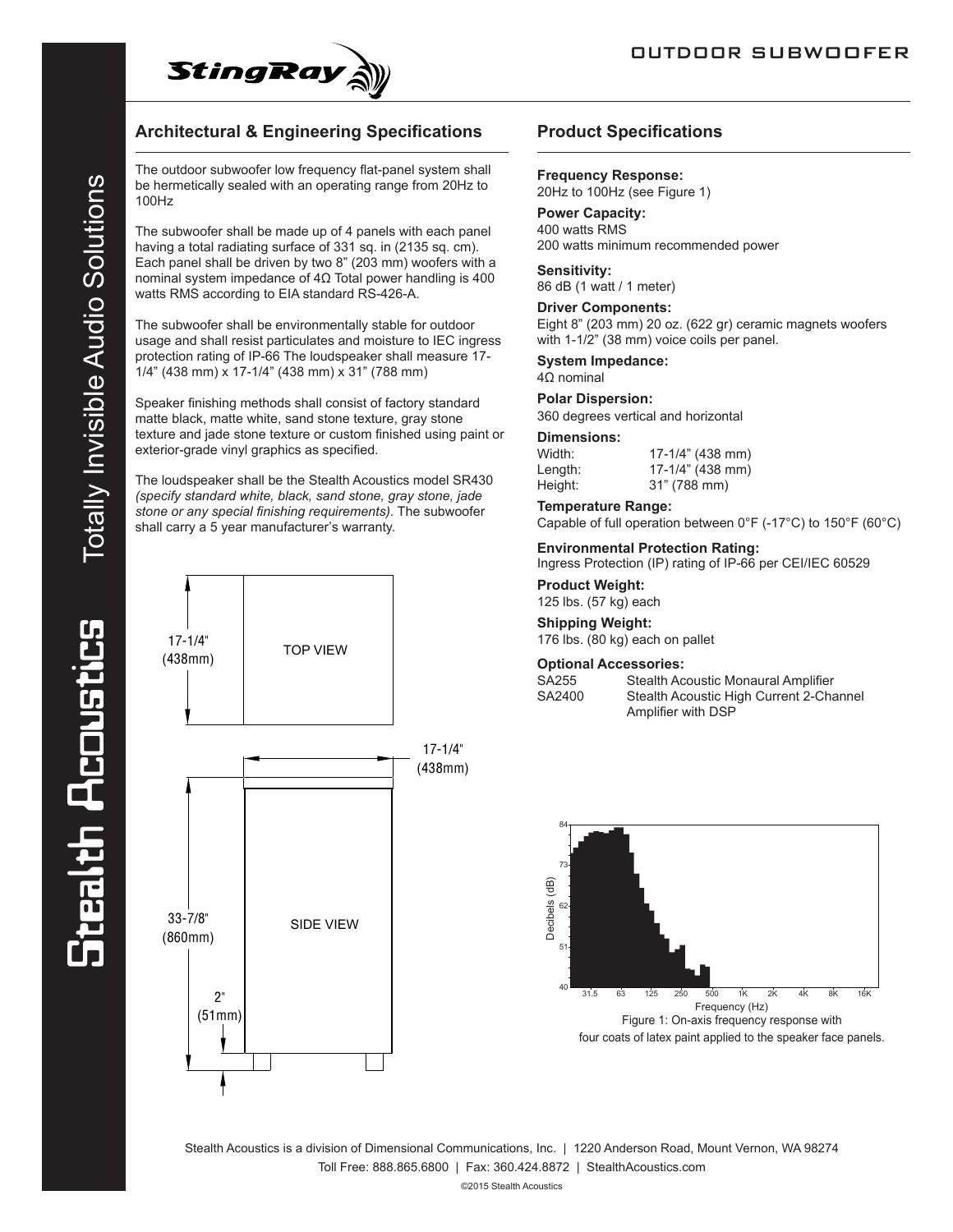OUTDOOR SUBWOOFER

StingRay

## Architectural & Engineering Specifications

The outdoor subwoofer low frequency flat-panel system shall be hermetically sealed with an operating range from 20Hz to 100Hz

The subwoofer shall be made up of 4 panels with each panel having a total radiating surface of 331 sq. in (2135 sq. cm). Each panel shall be driven by two 8" (203 mm) woofers with a nominal system impedance of 4Ω Total power handling is 400 watts RMS according to EIA standard RS-426-A.

The subwoofer shall be environmentally stable for outdoor usage and shall resist particulates and moisture to IEC ingress protection rating of IP-66 The loudspeaker shall measure 17-1/4" (438 mm) x 17-1/4" (438 mm) x 31" (788 mm)

Speaker finishing methods shall consist of factory standard matte black, matte white, sand stone texture, gray stone texture and jade stone texture or custom finished using paint or exterior-grade vinyl graphics as specified.

The loudspeaker shall be the Stealth Acoustics model SR430 *(specify standard white, black, sand stone, gray stone, jade stone or any special finishing requirements).* The subwoofer shall carry a 5 year manufacturer's warranty.

17-1/4"
(438mm)
TOP VIEW

17-1/4"
(438mm)
33-7/8"
(860mm)
SIDE VIEW
2"
(51mm)

## Product Specifications

**Frequency Response:**
20Hz to 100Hz (see Figure 1)

**Power Capacity:**
400 watts RMS
200 watts minimum recommended power

**Sensitivity:**
86 dB (1 watt / 1 meter)

**Driver Components:**
Eight 8" (203 mm) 20 oz. (622 gr) ceramic magnets woofers with 1-1/2" (38 mm) voice coils per panel.

**System Impedance:**
4Ω nominal

**Polar Dispersion:**
360 degrees vertical and horizontal

**Dimensions:**

| | |
|---|---|
| Width: | 17-1/4" (438 mm) |
| Length: | 17-1/4" (438 mm) |
| Height: | 31" (788 mm) |

**Temperature Range:**
Capable of full operation between 0°F (-17°C) to 150°F (60°C)

**Environmental Protection Rating:**
Ingress Protection (IP) rating of IP-66 per CEI/IEC 60529

**Product Weight:**
125 lbs. (57 kg) each

**Shipping Weight:**
176 lbs. (80 kg) each on pallet

**Optional Accessories:**

| | |
|---|---|
| SA255 | Stealth Acoustic Monaural Amplifier |
| SA2400 | Stealth Acoustic High Current 2-Channel Amplifier with DSP |

Decibels (dB)
84
73
62
51
40
31.5 63 125 250 500 1K 2K 4K 8K 16K
Frequency (Hz)

Figure 1: On-axis frequency response with four coats of latex paint applied to the speaker face panels.

Totally Invisible Audio Solutions

Stealth Acoustics

Stealth Acoustics is a division of Dimensional Communications, Inc. | 1220 Anderson Road, Mount Vernon, WA 98274
Toll Free: 888.865.6800 | Fax: 360.424.8872 | StealthAcoustics.com
©2015 Stealth Acoustics